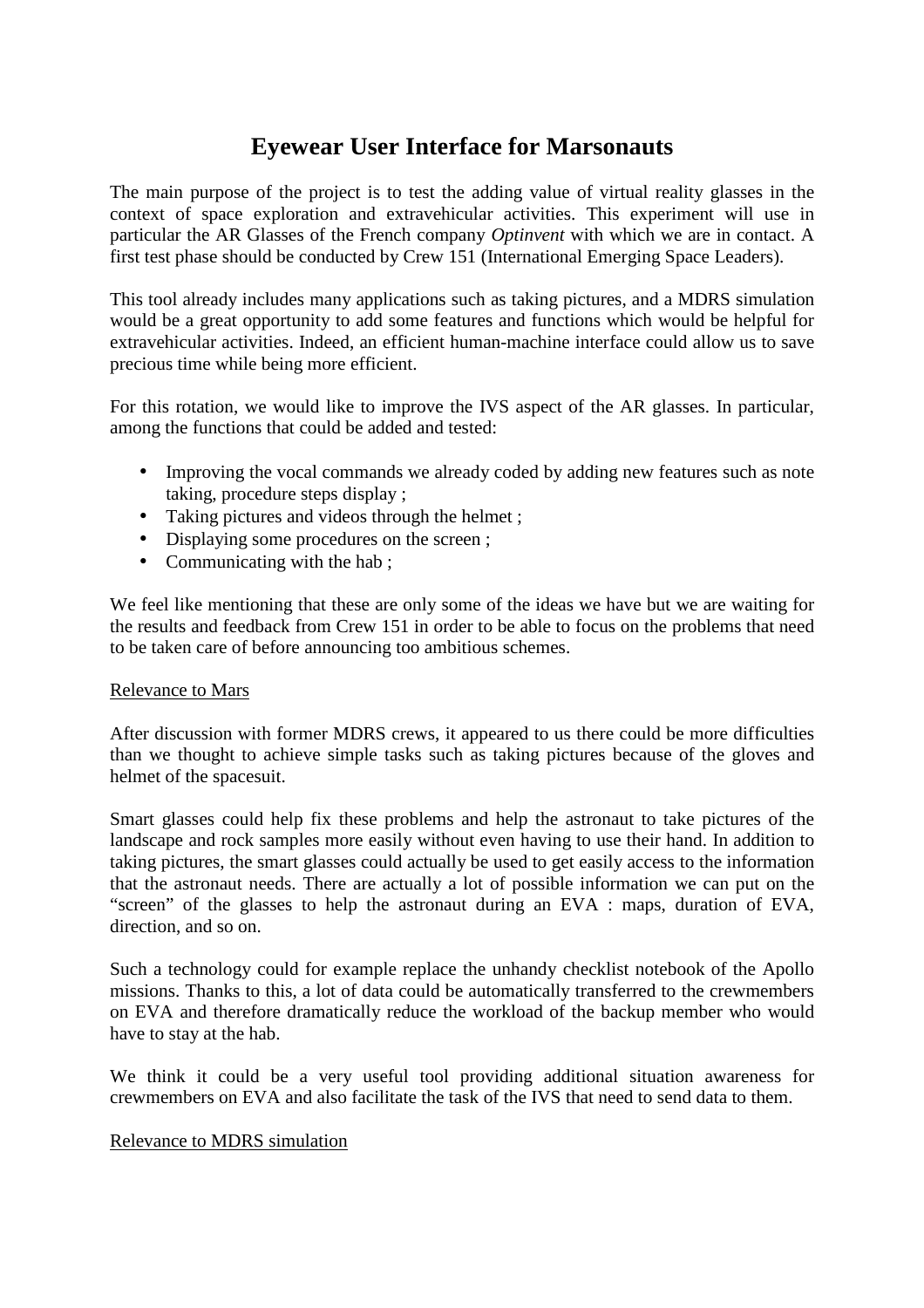# Eyewear User Interface for Marsonauts

The main purpose of the project is to test the adding value of virtual reality glasses in the context of space exploration and extravehicular activities. This experiment will use in particular the AR Glasses of the French company *Optinvent* with which we are in contact. A first test phase should be conducted by Crew 151 (International Emerging Space Leaders).

This tool already includes many applications such as taking pictures, and a MDRS simulation would be a great opportunity to add some features and functions which would be helpful for extravehicular activities. Indeed, an efficient human-machine interface could allow us to save precious time while being more efficient.

For this rotation, we would like to improve the IVS aspect of the AR glasses. In particular, among the functions that could be added and tested:

- Improving the vocal commands we already coded by adding new features such as note taking, procedure steps display ;
- Taking pictures and videos through the helmet ;
- Displaying some procedures on the screen ;
- Communicating with the hab ;

We feel like mentioning that these are only some of the ideas we have but we are waiting for the results and feedback from Crew 151 in order to be able to focus on the problems that need to be taken care of before announcing too ambitious schemes.

## Relevance to Mars

After discussion with former MDRS crews, it appeared to us there could be more difficulties than we thought to achieve simple tasks such as taking pictures because of the gloves and helmet of the spacesuit.

Smart glasses could help fix these problems and help the astronaut to take pictures of the landscape and rock samples more easily without even having to use their hand. In addition to taking pictures, the smart glasses could actually be used to get easily access to the information that the astronaut needs. There are actually a lot of possible information we can put on the "screen" of the glasses to help the astronaut during an EVA : maps, duration of EVA, direction, and so on.

Such a technology could for example replace the unhandy checklist notebook of the Apollo missions. Thanks to this, a lot of data could be automatically transferred to the crewmembers on EVA and therefore dramatically reduce the workload of the backup member who would have to stay at the hab.

We think it could be a very useful tool providing additional situation awareness for crewmembers on EVA and also facilitate the task of the IVS that need to send data to them.

## Relevance to MDRS simulation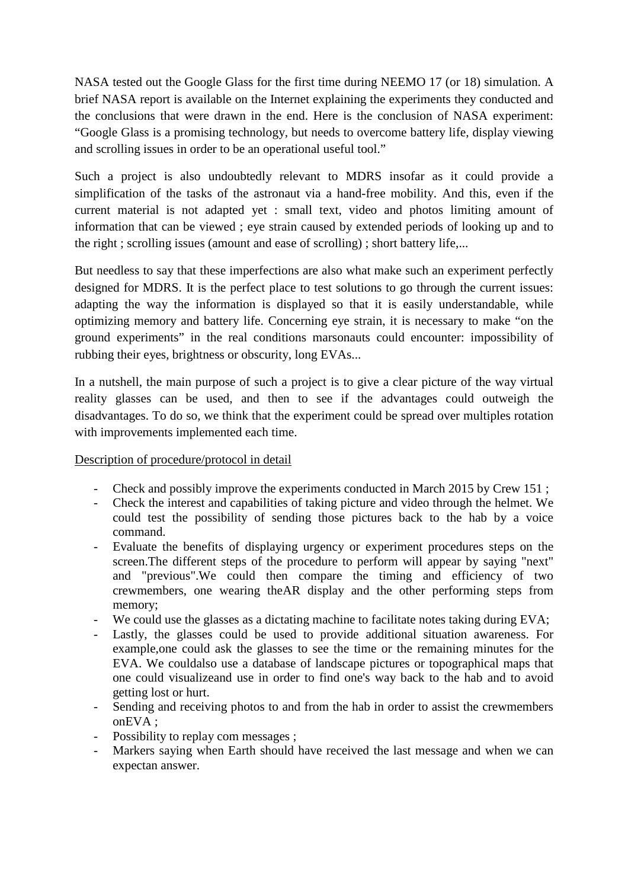NASA tested out the Google Glass for the first time during NEEMO 17 (or 18) simulation. A brief NASA report is available on the Internet explaining the experiments they conducted and the conclusions that were drawn in the end. Here is the conclusion of NASA experiment: "Google Glass is a promising technology, but needs to overcome battery life, display viewing and scrolling issues in order to be an operational useful tool."

Such a project is also undoubtedly relevant to MDRS insofar as it could provide a simplification of the tasks of the astronaut via a hand-free mobility. And this, even if the current material is not adapted yet : small text, video and photos limiting amount of information that can be viewed ; eye strain caused by extended periods of looking up and to the right ; scrolling issues (amount and ease of scrolling) ; short battery life,...

But needless to say that these imperfections are also what make such an experiment perfectly designed for MDRS. It is the perfect place to test solutions to go through the current issues: adapting the way the information is displayed so that it is easily understandable, while optimizing memory and battery life. Concerning eye strain, it is necessary to make "on the ground experiments" in the real conditions marsonauts could encounter: impossibility of rubbing their eyes, brightness or obscurity, long EVAs...

In a nutshell, the main purpose of such a project is to give a clear picture of the way virtual reality glasses can be used, and then to see if the advantages could outweigh the disadvantages. To do so, we think that the experiment could be spread over multiples rotation with improvements implemented each time.

<u>Description of procedure/protocol in detail</u>

- Check and possibly improve the experiments conducted in March 2015 by Crew 151 ;
- Check the interest and capabilities of taking picture and video through the helmet. We could test the possibility of sending those pictures back to the hab by a voice command.
- Evaluate the benefits of displaying urgency or experiment procedures steps on the screen.The different steps of the procedure to perform will appear by saying "next" and "previous".We could then compare the timing and efficiency of two crewmembers, one wearing theAR display and the other performing steps from memory;
- We could use the glasses as a dictating machine to facilitate notes taking during EVA;
- Lastly, the glasses could be used to provide additional situation awareness. For example,one could ask the glasses to see the time or the remaining minutes for the EVA. We couldalso use a database of landscape pictures or topographical maps that one could visualizeand use in order to find one's way back to the hab and to avoid getting lost or hurt.
- Sending and receiving photos to and from the hab in order to assist the crewmembers onEVA ;
- Possibility to replay com messages ;
- Markers saying when Earth should have received the last message and when we can expectan answer.